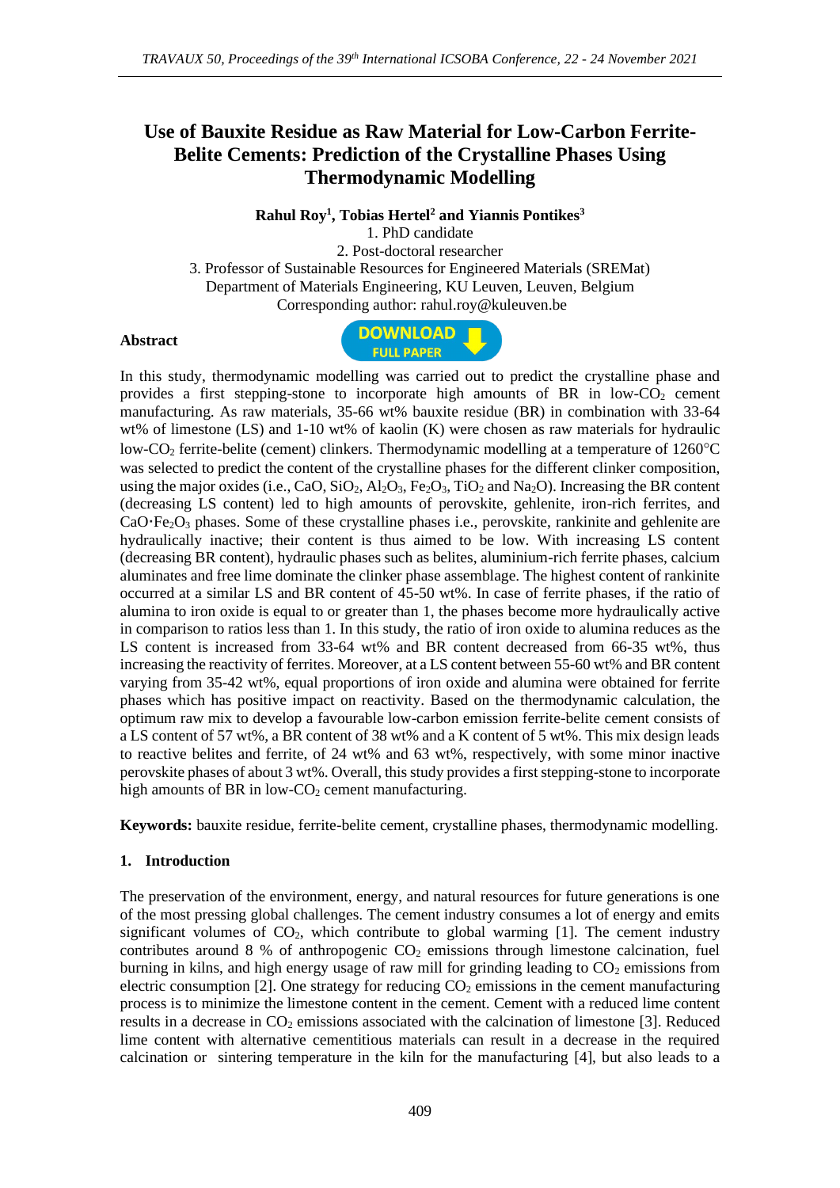# Use of Bauxite Residue as Raw Material for Low-Carbon Ferrite-Belite Cements: Prediction of the Crystalline Phases Using Thermodynamic Modelling

**Rahul Roy[1], Tobias Hertel[2] and Yiannis Pontikes[3]**

1. PhD candidate
2. Post-doctoral researcher
3. Professor of Sustainable Resources for Engineered Materials (SREMat)

Department of Materials Engineering, KU Leuven, Leuven, Belgium
Corresponding author: rahul.roy@kuleuven.be

**Abstract**

In this study, thermodynamic modelling was carried out to predict the crystalline phase and provides a first stepping-stone to incorporate high amounts of BR in low-$CO_2$ cement manufacturing. As raw materials, 35-66 wt% bauxite residue (BR) in combination with 33-64 wt% of limestone (LS) and 1-10 wt% of kaolin (K) were chosen as raw materials for hydraulic low-$CO_2$ ferrite-belite (cement) clinkers. Thermodynamic modelling at a temperature of 1260°C was selected to predict the content of the crystalline phases for the different clinker composition, using the major oxides (i.e., CaO, $SiO_2$, $Al_2O_3$, $Fe_2O_3$, $TiO_2$ and $Na_2O$). Increasing the BR content (decreasing LS content) led to high amounts of perovskite, gehlenite, iron-rich ferrites, and $CaO{\cdot}Fe_2O_3$ phases. Some of these crystalline phases i.e., perovskite, rankinite and gehlenite are hydraulically inactive; their content is thus aimed to be low. With increasing LS content (decreasing BR content), hydraulic phases such as belites, aluminium-rich ferrite phases, calcium aluminates and free lime dominate the clinker phase assemblage. The highest content of rankinite occurred at a similar LS and BR content of 45-50 wt%. In case of ferrite phases, if the ratio of alumina to iron oxide is equal to or greater than 1, the phases become more hydraulically active in comparison to ratios less than 1. In this study, the ratio of iron oxide to alumina reduces as the LS content is increased from 33-64 wt% and BR content decreased from 66-35 wt%, thus increasing the reactivity of ferrites. Moreover, at a LS content between 55-60 wt% and BR content varying from 35-42 wt%, equal proportions of iron oxide and alumina were obtained for ferrite phases which has positive impact on reactivity. Based on the thermodynamic calculation, the optimum raw mix to develop a favourable low-carbon emission ferrite-belite cement consists of a LS content of 57 wt%, a BR content of 38 wt% and a K content of 5 wt%. This mix design leads to reactive belites and ferrite, of 24 wt% and 63 wt%, respectively, with some minor inactive perovskite phases of about 3 wt%. Overall, this study provides a first stepping-stone to incorporate high amounts of BR in low-$CO_2$ cement manufacturing.

**Keywords:** bauxite residue, ferrite-belite cement, crystalline phases, thermodynamic modelling.

## 1. Introduction

The preservation of the environment, energy, and natural resources for future generations is one of the most pressing global challenges. The cement industry consumes a lot of energy and emits significant volumes of $CO_2$, which contribute to global warming [1]. The cement industry contributes around 8 % of anthropogenic $CO_2$ emissions through limestone calcination, fuel burning in kilns, and high energy usage of raw mill for grinding leading to $CO_2$ emissions from electric consumption [2]. One strategy for reducing $CO_2$ emissions in the cement manufacturing process is to minimize the limestone content in the cement. Cement with a reduced lime content results in a decrease in $CO_2$ emissions associated with the calcination of limestone [3]. Reduced lime content with alternative cementitious materials can result in a decrease in the required calcination or sintering temperature in the kiln for the manufacturing [4], but also leads to a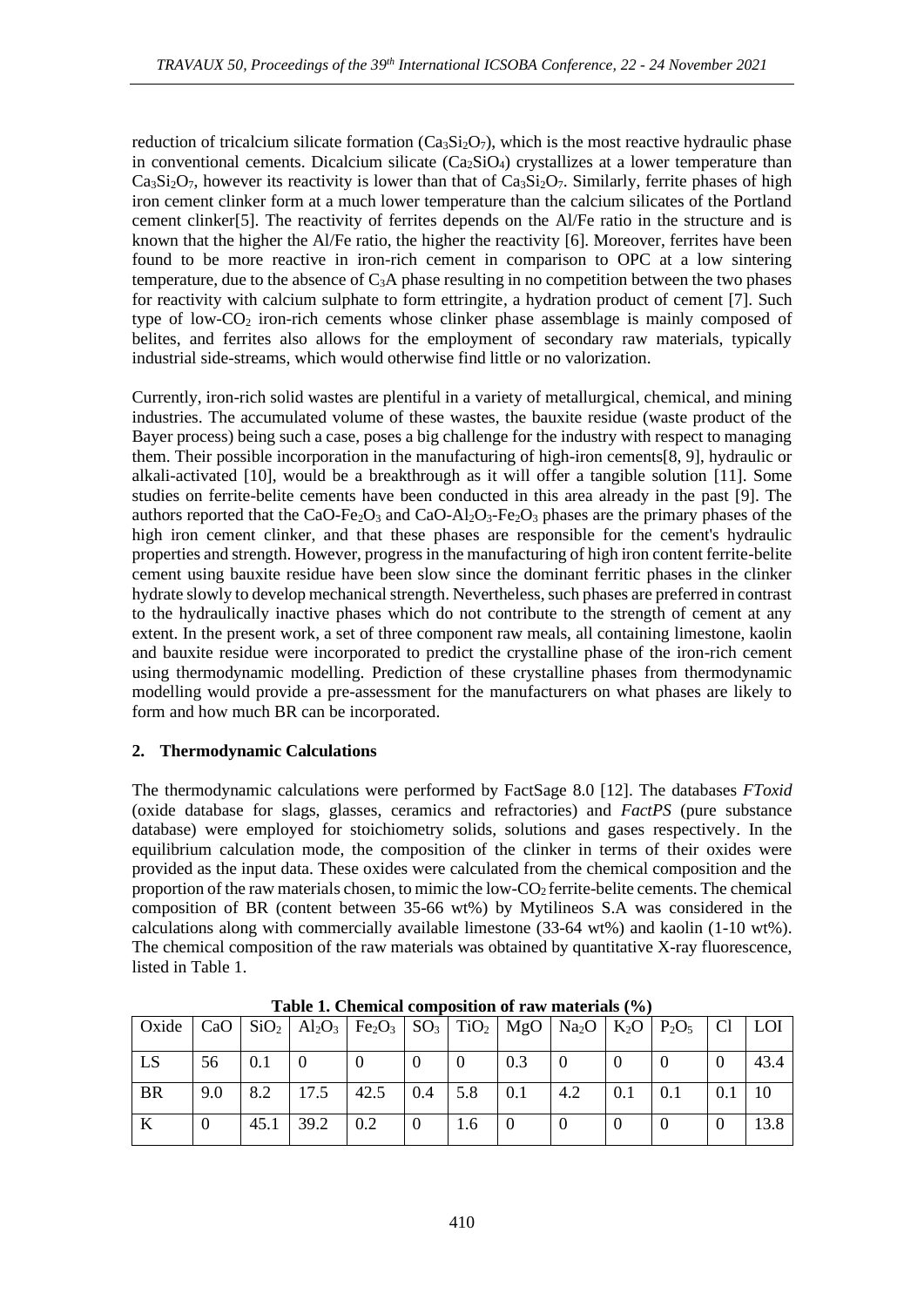reduction of tricalcium silicate formation ($Ca_3Si_2O_7$), which is the most reactive hydraulic phase in conventional cements. Dicalcium silicate ($Ca_2SiO_4$) crystallizes at a lower temperature than $Ca_3Si_2O_7$, however its reactivity is lower than that of $Ca_3Si_2O_7$. Similarly, ferrite phases of high iron cement clinker form at a much lower temperature than the calcium silicates of the Portland cement clinker[5]. The reactivity of ferrites depends on the Al/Fe ratio in the structure and is known that the higher the Al/Fe ratio, the higher the reactivity [6]. Moreover, ferrites have been found to be more reactive in iron-rich cement in comparison to OPC at a low sintering temperature, due to the absence of $C_3A$ phase resulting in no competition between the two phases for reactivity with calcium sulphate to form ettringite, a hydration product of cement [7]. Such type of low-$CO_2$ iron-rich cements whose clinker phase assemblage is mainly composed of belites, and ferrites also allows for the employment of secondary raw materials, typically industrial side-streams, which would otherwise find little or no valorization.

Currently, iron-rich solid wastes are plentiful in a variety of metallurgical, chemical, and mining industries. The accumulated volume of these wastes, the bauxite residue (waste product of the Bayer process) being such a case, poses a big challenge for the industry with respect to managing them. Their possible incorporation in the manufacturing of high-iron cements[8, 9], hydraulic or alkali-activated [10], would be a breakthrough as it will offer a tangible solution [11]. Some studies on ferrite-belite cements have been conducted in this area already in the past [9]. The authors reported that the $CaO\text{-}Fe_2O_3$ and $CaO\text{-}Al_2O_3\text{-}Fe_2O_3$ phases are the primary phases of the high iron cement clinker, and that these phases are responsible for the cement's hydraulic properties and strength. However, progress in the manufacturing of high iron content ferrite-belite cement using bauxite residue have been slow since the dominant ferritic phases in the clinker hydrate slowly to develop mechanical strength. Nevertheless, such phases are preferred in contrast to the hydraulically inactive phases which do not contribute to the strength of cement at any extent. In the present work, a set of three component raw meals, all containing limestone, kaolin and bauxite residue were incorporated to predict the crystalline phase of the iron-rich cement using thermodynamic modelling. Prediction of these crystalline phases from thermodynamic modelling would provide a pre-assessment for the manufacturers on what phases are likely to form and how much BR can be incorporated.

## 2. Thermodynamic Calculations

The thermodynamic calculations were performed by FactSage 8.0 [12]. The databases *FToxid* (oxide database for slags, glasses, ceramics and refractories) and *FactPS* (pure substance database) were employed for stoichiometry solids, solutions and gases respectively. In the equilibrium calculation mode, the composition of the clinker in terms of their oxides were provided as the input data. These oxides were calculated from the chemical composition and the proportion of the raw materials chosen, to mimic the low-$CO_2$ ferrite-belite cements. The chemical composition of BR (content between 35-66 wt%) by Mytilineos S.A was considered in the calculations along with commercially available limestone (33-64 wt%) and kaolin (1-10 wt%). The chemical composition of the raw materials was obtained by quantitative X-ray fluorescence, listed in Table 1.

**Table 1. Chemical composition of raw materials (%)**

| Oxide | CaO | $SiO_2$ | $Al_2O_3$ | $Fe_2O_3$ | $SO_3$ | $TiO_2$ | MgO | $Na_2O$ | $K_2O$ | $P_2O_5$ | Cl | LOI |
|---|---|---|---|---|---|---|---|---|---|---|---|---|
| LS | 56 | 0.1 | 0 | 0 | 0 | 0 | 0.3 | 0 | 0 | 0 | 0 | 43.4 |
| BR | 9.0 | 8.2 | 17.5 | 42.5 | 0.4 | 5.8 | 0.1 | 4.2 | 0.1 | 0.1 | 0.1 | 10 |
| K | 0 | 45.1 | 39.2 | 0.2 | 0 | 1.6 | 0 | 0 | 0 | 0 | 0 | 13.8 |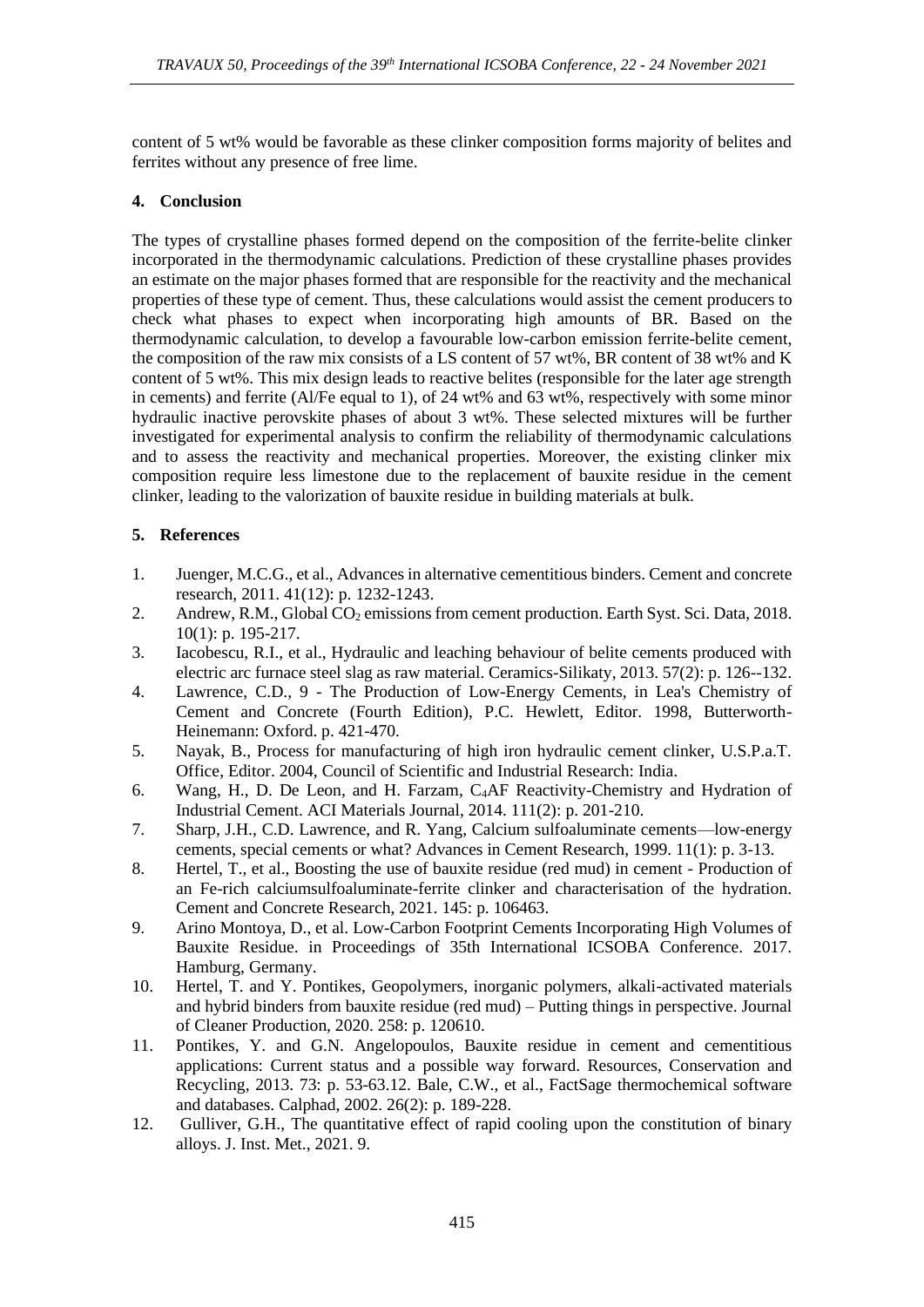content of 5 wt% would be favorable as these clinker composition forms majority of belites and ferrites without any presence of free lime.

## 4. Conclusion

The types of crystalline phases formed depend on the composition of the ferrite-belite clinker incorporated in the thermodynamic calculations. Prediction of these crystalline phases provides an estimate on the major phases formed that are responsible for the reactivity and the mechanical properties of these type of cement. Thus, these calculations would assist the cement producers to check what phases to expect when incorporating high amounts of BR. Based on the thermodynamic calculation, to develop a favourable low-carbon emission ferrite-belite cement, the composition of the raw mix consists of a LS content of 57 wt%, BR content of 38 wt% and K content of 5 wt%. This mix design leads to reactive belites (responsible for the later age strength in cements) and ferrite (Al/Fe equal to 1), of 24 wt% and 63 wt%, respectively with some minor hydraulic inactive perovskite phases of about 3 wt%. These selected mixtures will be further investigated for experimental analysis to confirm the reliability of thermodynamic calculations and to assess the reactivity and mechanical properties. Moreover, the existing clinker mix composition require less limestone due to the replacement of bauxite residue in the cement clinker, leading to the valorization of bauxite residue in building materials at bulk.

## 5. References

1. Juenger, M.C.G., et al., Advances in alternative cementitious binders. Cement and concrete research, 2011. 41(12): p. 1232-1243.
2. Andrew, R.M., Global $CO_2$ emissions from cement production. Earth Syst. Sci. Data, 2018. 10(1): p. 195-217.
3. Iacobescu, R.I., et al., Hydraulic and leaching behaviour of belite cements produced with electric arc furnace steel slag as raw material. Ceramics-Silikaty, 2013. 57(2): p. 126--132.
4. Lawrence, C.D., 9 - The Production of Low-Energy Cements, in Lea's Chemistry of Cement and Concrete (Fourth Edition), P.C. Hewlett, Editor. 1998, Butterworth-Heinemann: Oxford. p. 421-470.
5. Nayak, B., Process for manufacturing of high iron hydraulic cement clinker, U.S.P.a.T. Office, Editor. 2004, Council of Scientific and Industrial Research: India.
6. Wang, H., D. De Leon, and H. Farzam, $C_4AF$ Reactivity-Chemistry and Hydration of Industrial Cement. ACI Materials Journal, 2014. 111(2): p. 201-210.
7. Sharp, J.H., C.D. Lawrence, and R. Yang, Calcium sulfoaluminate cements—low-energy cements, special cements or what? Advances in Cement Research, 1999. 11(1): p. 3-13.
8. Hertel, T., et al., Boosting the use of bauxite residue (red mud) in cement - Production of an Fe-rich calciumsulfoaluminate-ferrite clinker and characterisation of the hydration. Cement and Concrete Research, 2021. 145: p. 106463.
9. Arino Montoya, D., et al. Low-Carbon Footprint Cements Incorporating High Volumes of Bauxite Residue. in Proceedings of 35th International ICSOBA Conference. 2017. Hamburg, Germany.
10. Hertel, T. and Y. Pontikes, Geopolymers, inorganic polymers, alkali-activated materials and hybrid binders from bauxite residue (red mud) – Putting things in perspective. Journal of Cleaner Production, 2020. 258: p. 120610.
11. Pontikes, Y. and G.N. Angelopoulos, Bauxite residue in cement and cementitious applications: Current status and a possible way forward. Resources, Conservation and Recycling, 2013. 73: p. 53-63.12. Bale, C.W., et al., FactSage thermochemical software and databases. Calphad, 2002. 26(2): p. 189-228.
12. Gulliver, G.H., The quantitative effect of rapid cooling upon the constitution of binary alloys. J. Inst. Met., 2021. 9.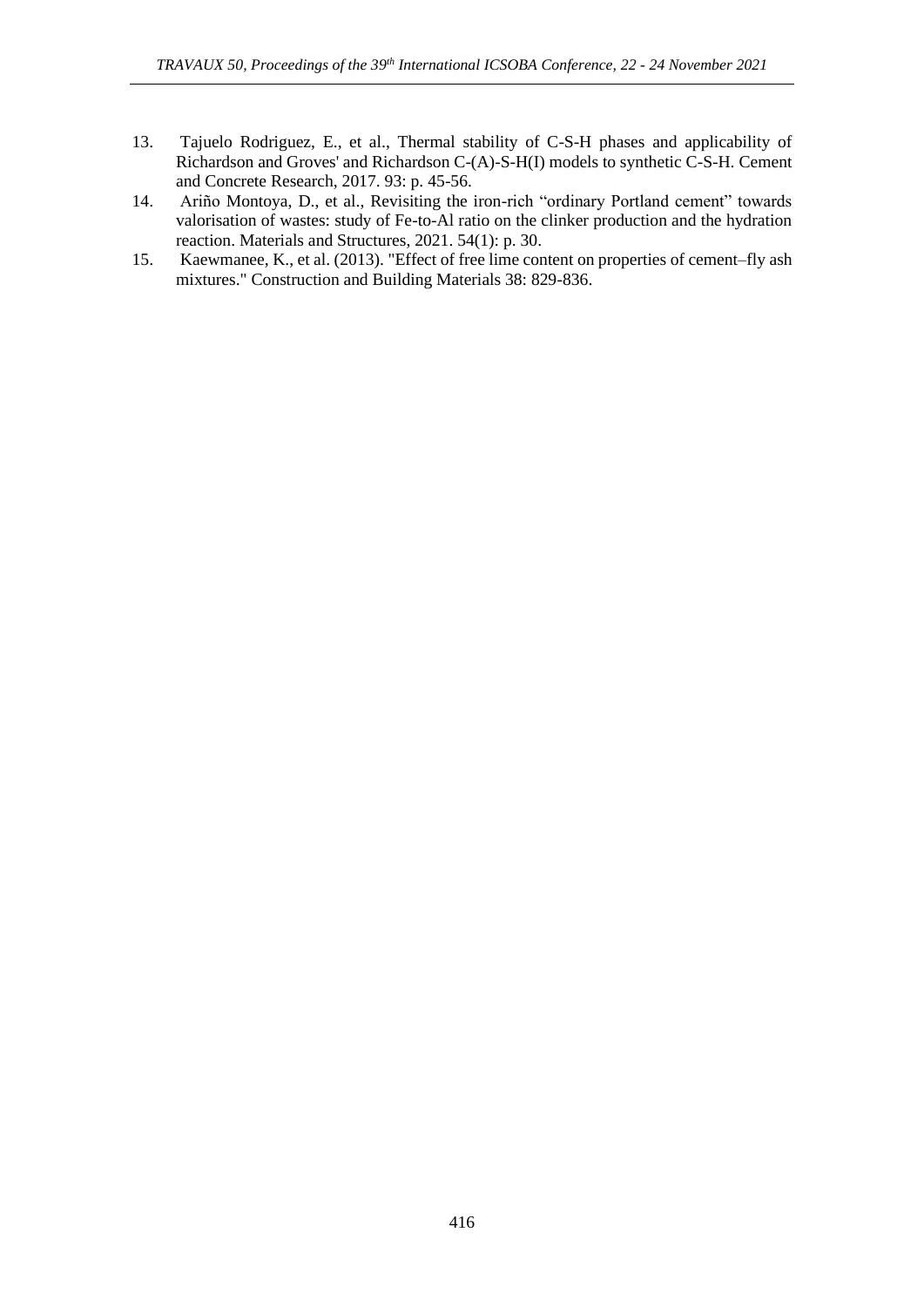13. Tajuelo Rodriguez, E., et al., Thermal stability of C-S-H phases and applicability of Richardson and Groves' and Richardson C-(A)-S-H(I) models to synthetic C-S-H. Cement and Concrete Research, 2017. 93: p. 45-56.
14. Ariño Montoya, D., et al., Revisiting the iron-rich "ordinary Portland cement" towards valorisation of wastes: study of Fe-to-Al ratio on the clinker production and the hydration reaction. Materials and Structures, 2021. 54(1): p. 30.
15. Kaewmanee, K., et al. (2013). "Effect of free lime content on properties of cement–fly ash mixtures." Construction and Building Materials 38: 829-836.